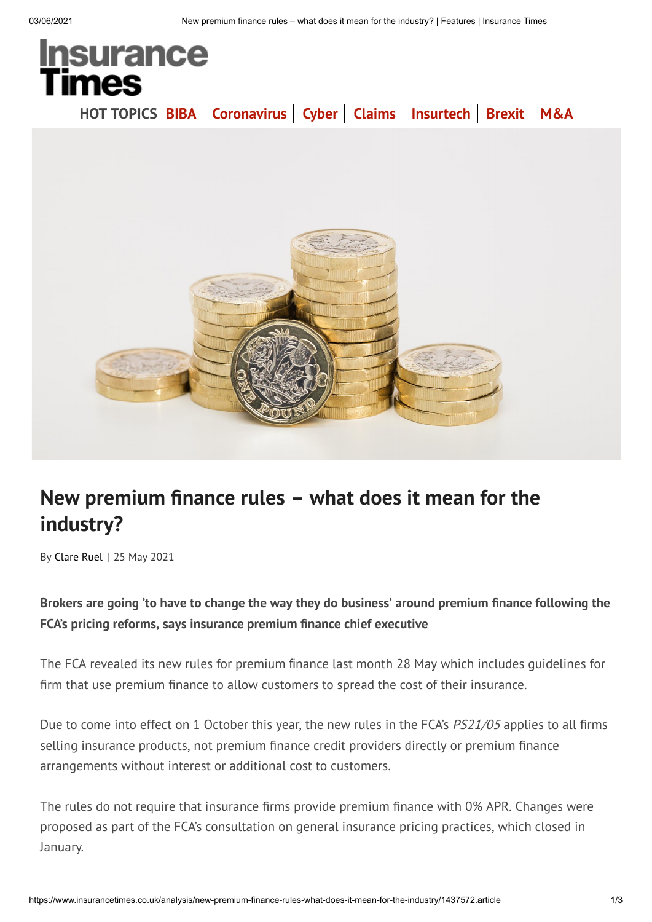Insurance Times

HOT TOPICS BIBA | Coronavirus | Cyber | Claims | Insurtech | Brexit | M&A

# New premium finance rules – what does it mean for the industry?

By Clare Ruel | 25 May 2021

**Brokers are going 'to have to change the way they do business' around premium finance following the FCA's pricing reforms, says insurance premium finance chief executive**

The FCA revealed its new rules for premium finance last month 28 May which includes guidelines for firm that use premium finance to allow customers to spread the cost of their insurance.

Due to come into effect on 1 October this year, the new rules in the FCA's *PS21/05* applies to all firms selling insurance products, not premium finance credit providers directly or premium finance arrangements without interest or additional cost to customers.

The rules do not require that insurance firms provide premium finance with 0% APR. Changes were proposed as part of the FCA's consultation on general insurance pricing practices, which closed in January.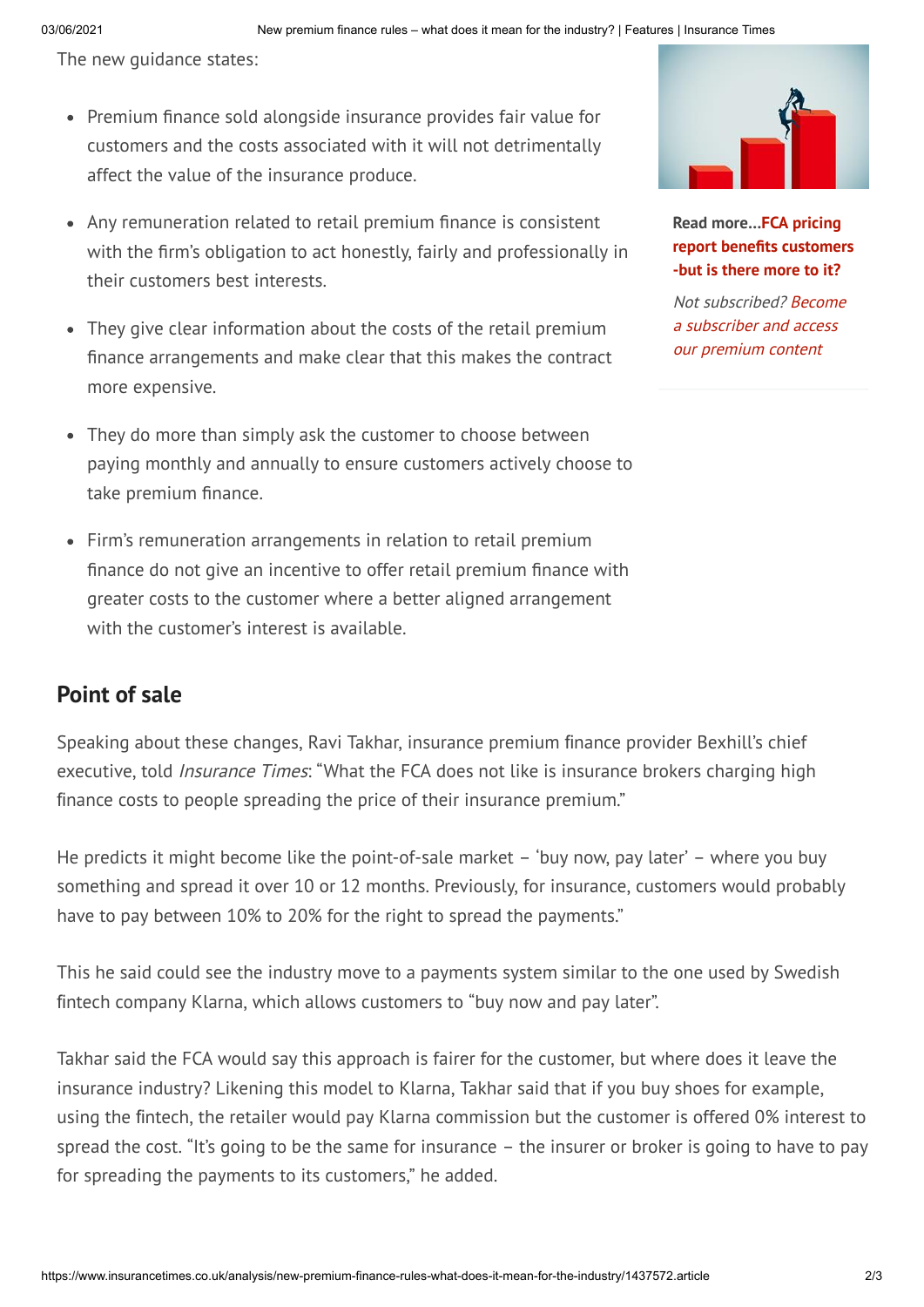The new guidance states:

- Premium finance sold alongside insurance provides fair value for customers and the costs associated with it will not detrimentally affect the value of the insurance produce.
- Any remuneration related to retail premium finance is consistent with the firm's obligation to act honestly, fairly and professionally in their customers best interests.
- They give clear information about the costs of the retail premium finance arrangements and make clear that this makes the contract more expensive.
- They do more than simply ask the customer to choose between paying monthly and annually to ensure customers actively choose to take premium finance.
- Firm's remuneration arrangements in relation to retail premium finance do not give an incentive to offer retail premium finance with greater costs to the customer where a better aligned arrangement with the customer's interest is available.

**Read more...FCA pricing report benefits customers -but is there more to it?**

*Not subscribed? Become a subscriber and access our premium content*

## Point of sale

Speaking about these changes, Ravi Takhar, insurance premium finance provider Bexhill's chief executive, told *Insurance Times*: "What the FCA does not like is insurance brokers charging high finance costs to people spreading the price of their insurance premium."

He predicts it might become like the point-of-sale market – 'buy now, pay later' – where you buy something and spread it over 10 or 12 months. Previously, for insurance, customers would probably have to pay between 10% to 20% for the right to spread the payments."

This he said could see the industry move to a payments system similar to the one used by Swedish fintech company Klarna, which allows customers to "buy now and pay later".

Takhar said the FCA would say this approach is fairer for the customer, but where does it leave the insurance industry? Likening this model to Klarna, Takhar said that if you buy shoes for example, using the fintech, the retailer would pay Klarna commission but the customer is offered 0% interest to spread the cost. "It's going to be the same for insurance – the insurer or broker is going to have to pay for spreading the payments to its customers," he added.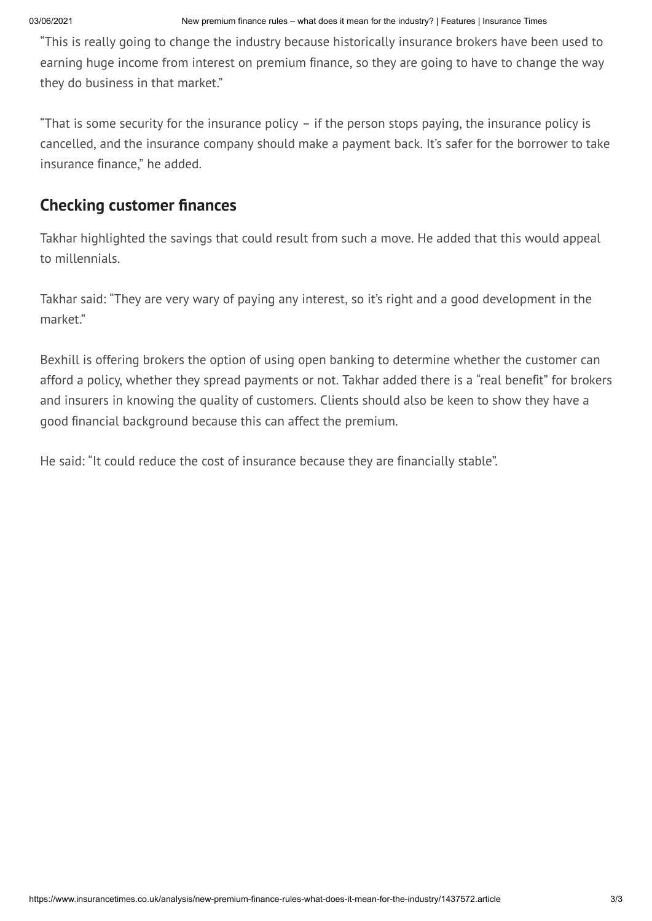"This is really going to change the industry because historically insurance brokers have been used to earning huge income from interest on premium finance, so they are going to have to change the way they do business in that market."

"That is some security for the insurance policy – if the person stops paying, the insurance policy is cancelled, and the insurance company should make a payment back. It's safer for the borrower to take insurance finance," he added.

## Checking customer finances

Takhar highlighted the savings that could result from such a move. He added that this would appeal to millennials.

Takhar said: "They are very wary of paying any interest, so it's right and a good development in the market."

Bexhill is offering brokers the option of using open banking to determine whether the customer can afford a policy, whether they spread payments or not. Takhar added there is a "real benefit" for brokers and insurers in knowing the quality of customers. Clients should also be keen to show they have a good financial background because this can affect the premium.

He said: "It could reduce the cost of insurance because they are financially stable".